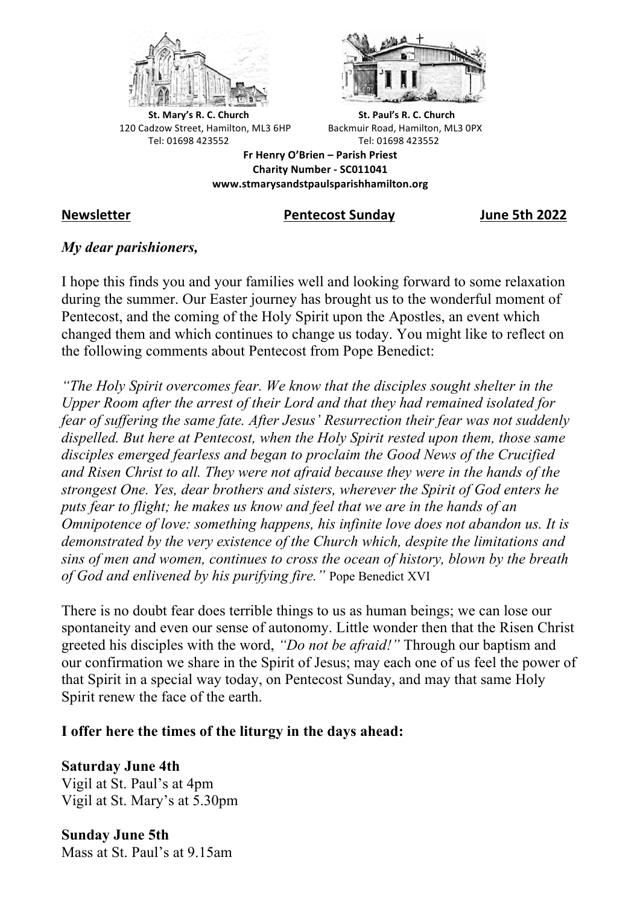**St. Mary's R. C. Church**
120 Cadzow Street, Hamilton, ML3 6HP
Tel: 01698 423552

**St. Paul's R. C. Church**
Backmuir Road, Hamilton, ML3 0PX
Tel: 01698 423552

**Fr Henry O'Brien – Parish Priest**
**Charity Number - SC011041**
**www.stmarysandstpaulsparishhamilton.org**

**Newsletter** **Pentecost Sunday** **June 5th 2022**

***My dear parishioners,***

I hope this finds you and your families well and looking forward to some relaxation during the summer. Our Easter journey has brought us to the wonderful moment of Pentecost, and the coming of the Holy Spirit upon the Apostles, an event which changed them and which continues to change us today. You might like to reflect on the following comments about Pentecost from Pope Benedict:

*"The Holy Spirit overcomes fear. We know that the disciples sought shelter in the Upper Room after the arrest of their Lord and that they had remained isolated for fear of suffering the same fate. After Jesus' Resurrection their fear was not suddenly dispelled. But here at Pentecost, when the Holy Spirit rested upon them, those same disciples emerged fearless and began to proclaim the Good News of the Crucified and Risen Christ to all. They were not afraid because they were in the hands of the strongest One. Yes, dear brothers and sisters, wherever the Spirit of God enters he puts fear to flight; he makes us know and feel that we are in the hands of an Omnipotence of love: something happens, his infinite love does not abandon us. It is demonstrated by the very existence of the Church which, despite the limitations and sins of men and women, continues to cross the ocean of history, blown by the breath of God and enlivened by his purifying fire."* Pope Benedict XVI

There is no doubt fear does terrible things to us as human beings; we can lose our spontaneity and even our sense of autonomy. Little wonder then that the Risen Christ greeted his disciples with the word, *"Do not be afraid!"* Through our baptism and our confirmation we share in the Spirit of Jesus; may each one of us feel the power of that Spirit in a special way today, on Pentecost Sunday, and may that same Holy Spirit renew the face of the earth.

**I offer here the times of the liturgy in the days ahead:**

**Saturday June 4th**
Vigil at St. Paul's at 4pm
Vigil at St. Mary's at 5.30pm

**Sunday June 5th**
Mass at St. Paul's at 9.15am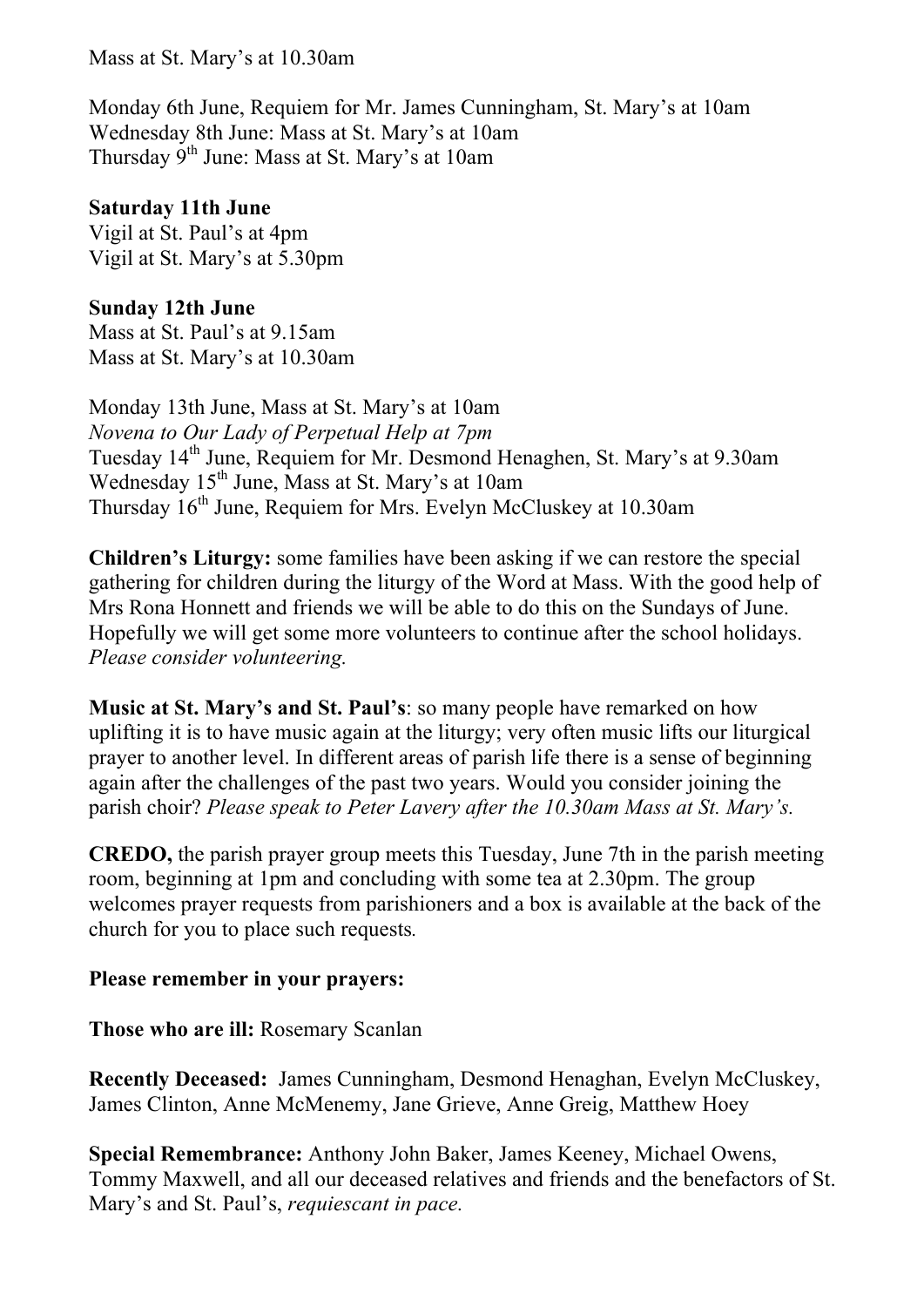Mass at St. Mary's at 10.30am

Monday 6th June, Requiem for Mr. James Cunningham, St. Mary's at 10am
Wednesday 8th June: Mass at St. Mary's at 10am
Thursday 9th June: Mass at St. Mary's at 10am

**Saturday 11th June**
Vigil at St. Paul's at 4pm
Vigil at St. Mary's at 5.30pm

**Sunday 12th June**
Mass at St. Paul's at 9.15am
Mass at St. Mary's at 10.30am

Monday 13th June, Mass at St. Mary's at 10am
*Novena to Our Lady of Perpetual Help at 7pm*
Tuesday 14th June, Requiem for Mr. Desmond Henaghen, St. Mary's at 9.30am
Wednesday 15th June, Mass at St. Mary's at 10am
Thursday 16th June, Requiem for Mrs. Evelyn McCluskey at 10.30am

**Children's Liturgy:** some families have been asking if we can restore the special gathering for children during the liturgy of the Word at Mass. With the good help of Mrs Rona Honnett and friends we will be able to do this on the Sundays of June. Hopefully we will get some more volunteers to continue after the school holidays. *Please consider volunteering.*

**Music at St. Mary's and St. Paul's**: so many people have remarked on how uplifting it is to have music again at the liturgy; very often music lifts our liturgical prayer to another level. In different areas of parish life there is a sense of beginning again after the challenges of the past two years. Would you consider joining the parish choir? *Please speak to Peter Lavery after the 10.30am Mass at St. Mary's.*

**CREDO,** the parish prayer group meets this Tuesday, June 7th in the parish meeting room, beginning at 1pm and concluding with some tea at 2.30pm. The group welcomes prayer requests from parishioners and a box is available at the back of the church for you to place such requests.

**Please remember in your prayers:**

**Those who are ill:** Rosemary Scanlan

**Recently Deceased:** James Cunningham, Desmond Henaghan, Evelyn McCluskey, James Clinton, Anne McMenemy, Jane Grieve, Anne Greig, Matthew Hoey

**Special Remembrance:** Anthony John Baker, James Keeney, Michael Owens, Tommy Maxwell, and all our deceased relatives and friends and the benefactors of St. Mary's and St. Paul's, *requiescant in pace.*